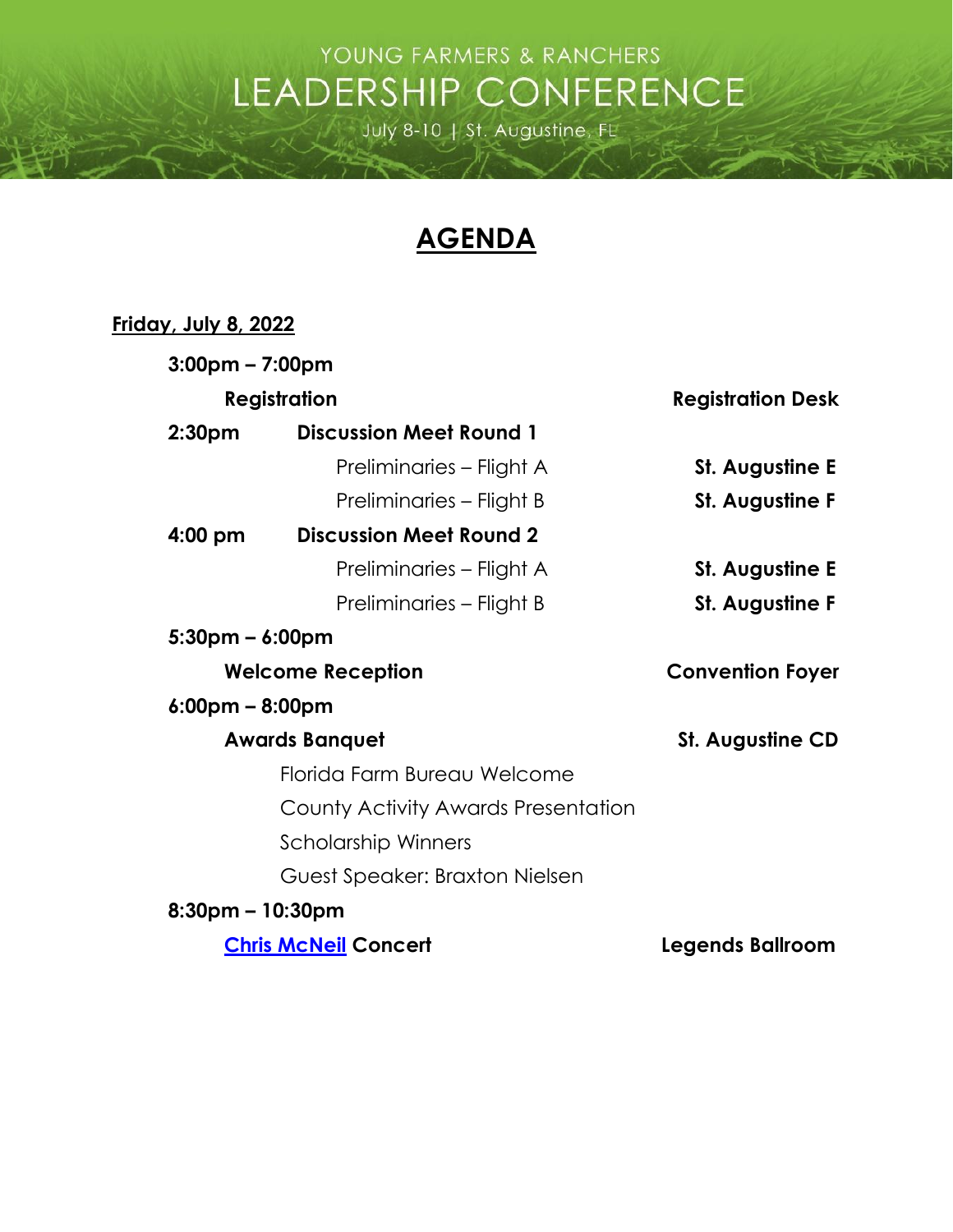YOUNG FARMERS & RANCHERS

# LEADERSHIP CONFERENCE

July 8-10 | St. Augustine, FL

## AGENDA

**Friday, July 8, 2022**

**3:00pm – 7:00pm**

**Registration** — **Registration Desk**

**2:30pm** **Discussion Meet Round 1**

- Preliminaries – Flight A — **St. Augustine E**
- Preliminaries – Flight B — **St. Augustine F**

**4:00 pm** **Discussion Meet Round 2**

- Preliminaries – Flight A — **St. Augustine E**
- Preliminaries – Flight B — **St. Augustine F**

**5:30pm – 6:00pm**

**Welcome Reception** — **Convention Foyer**

**6:00pm – 8:00pm**

**Awards Banquet** — **St. Augustine CD**

- Florida Farm Bureau Welcome
- County Activity Awards Presentation
- Scholarship Winners
- Guest Speaker: Braxton Nielsen

**8:30pm – 10:30pm**

**Chris McNeil Concert** — **Legends Ballroom**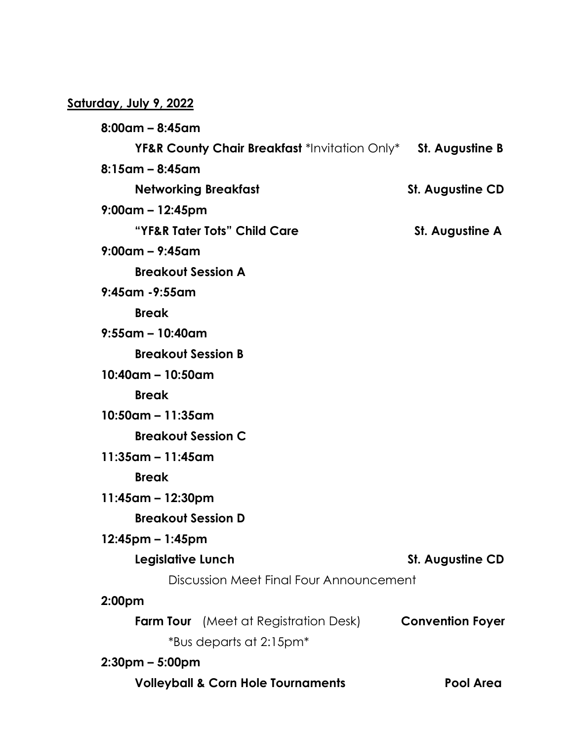**Saturday, July 9, 2022**

**8:00am – 8:45am**

**YF&R County Chair Breakfast** *Invitation Only* — **St. Augustine B**

**8:15am – 8:45am**

**Networking Breakfast** — **St. Augustine CD**

**9:00am – 12:45pm**

**"YF&R Tater Tots" Child Care** — **St. Augustine A**

**9:00am – 9:45am**

**Breakout Session A**

**9:45am -9:55am**

**Break**

**9:55am – 10:40am**

**Breakout Session B**

**10:40am – 10:50am**

**Break**

**10:50am – 11:35am**

**Breakout Session C**

**11:35am – 11:45am**

**Break**

**11:45am – 12:30pm**

**Breakout Session D**

**12:45pm – 1:45pm**

**Legislative Lunch** — **St. Augustine CD**

Discussion Meet Final Four Announcement

**2:00pm**

**Farm Tour** (Meet at Registration Desk) — **Convention Foyer**

*Bus departs at 2:15pm*

**2:30pm – 5:00pm**

**Volleyball & Corn Hole Tournaments** — **Pool Area**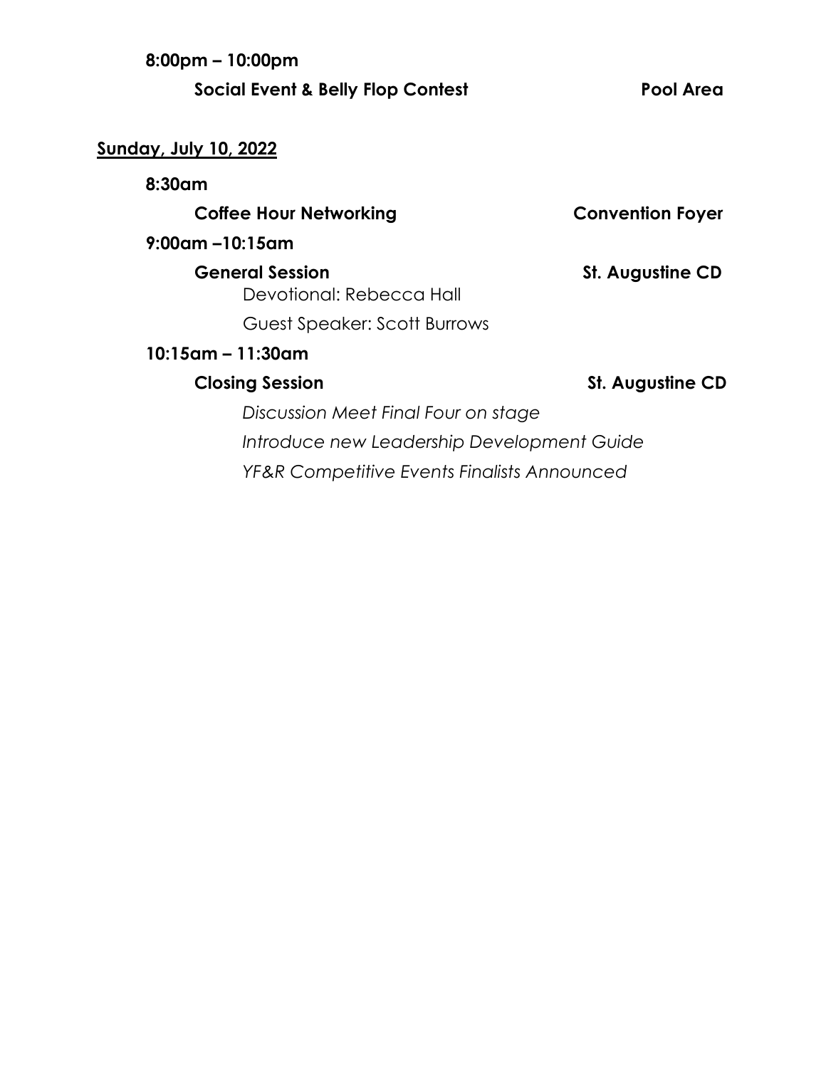**8:00pm – 10:00pm**

**Social Event & Belly Flop Contest** **Pool Area**

**<u>Sunday, July 10, 2022</u>**

**8:30am**

**Coffee Hour Networking** **Convention Foyer**

**9:00am –10:15am**

**General Session** **St. Augustine CD**

Devotional: Rebecca Hall

Guest Speaker: Scott Burrows

**10:15am – 11:30am**

**Closing Session** **St. Augustine CD**

*Discussion Meet Final Four on stage*

*Introduce new Leadership Development Guide*

*YF&R Competitive Events Finalists Announced*